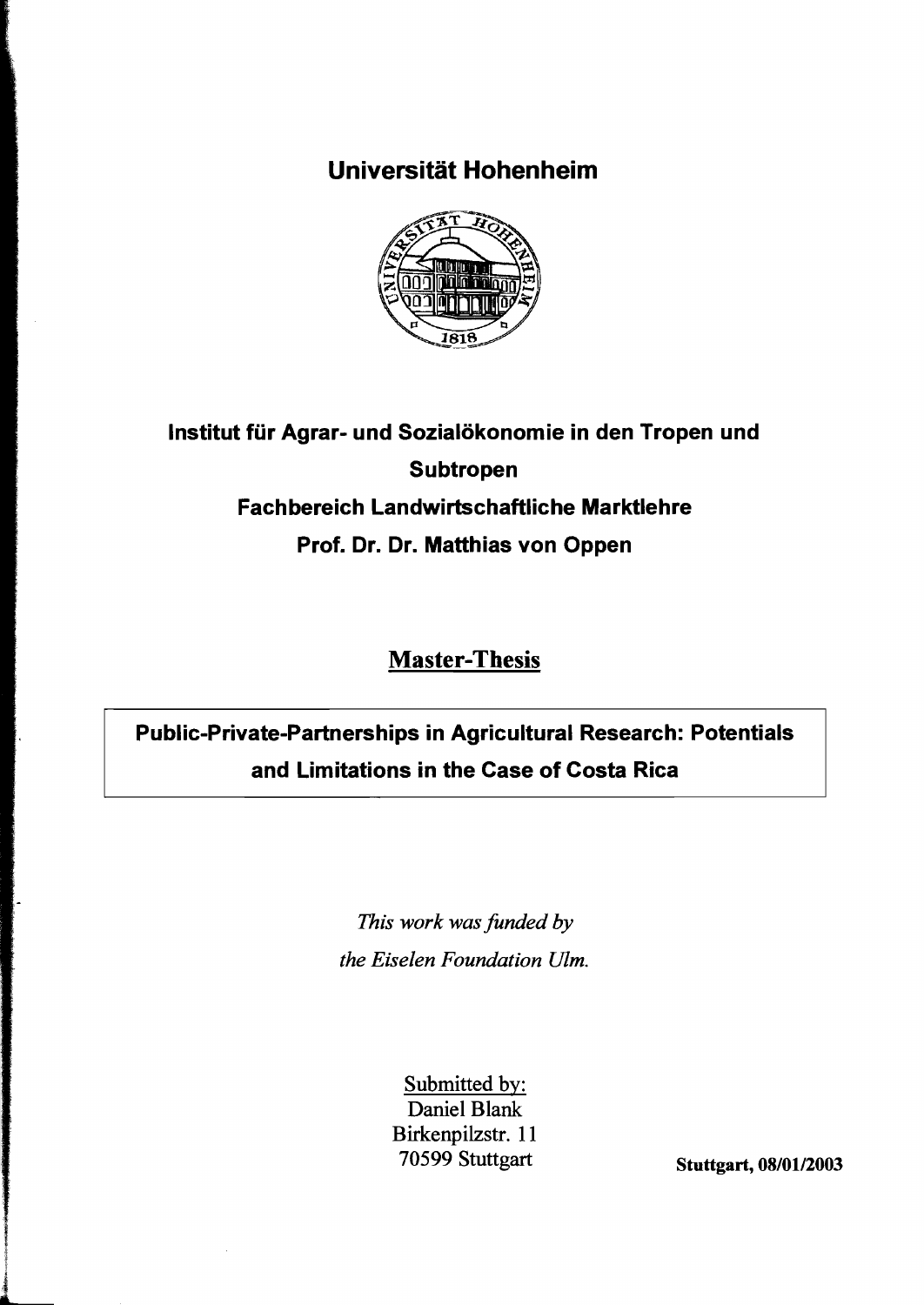# Universität Hohenheim

## Institut für Agrar- und Sozialökonomie in den Tropen und Subtropen

## Fachbereich Landwirtschaftliche Marktlehre

## Prof. Dr. Dr. Matthias von Oppen

# Master-Thesis

**Public-Private-Partnerships in Agricultural Research: Potentials and Limitations in the Case of Costa Rica**

*This work was funded by*
*the Eiselen Foundation Ulm.*

Submitted by:
Daniel Blank
Birkenpilzstr. 11
70599 Stuttgart

**Stuttgart, 08/01/2003**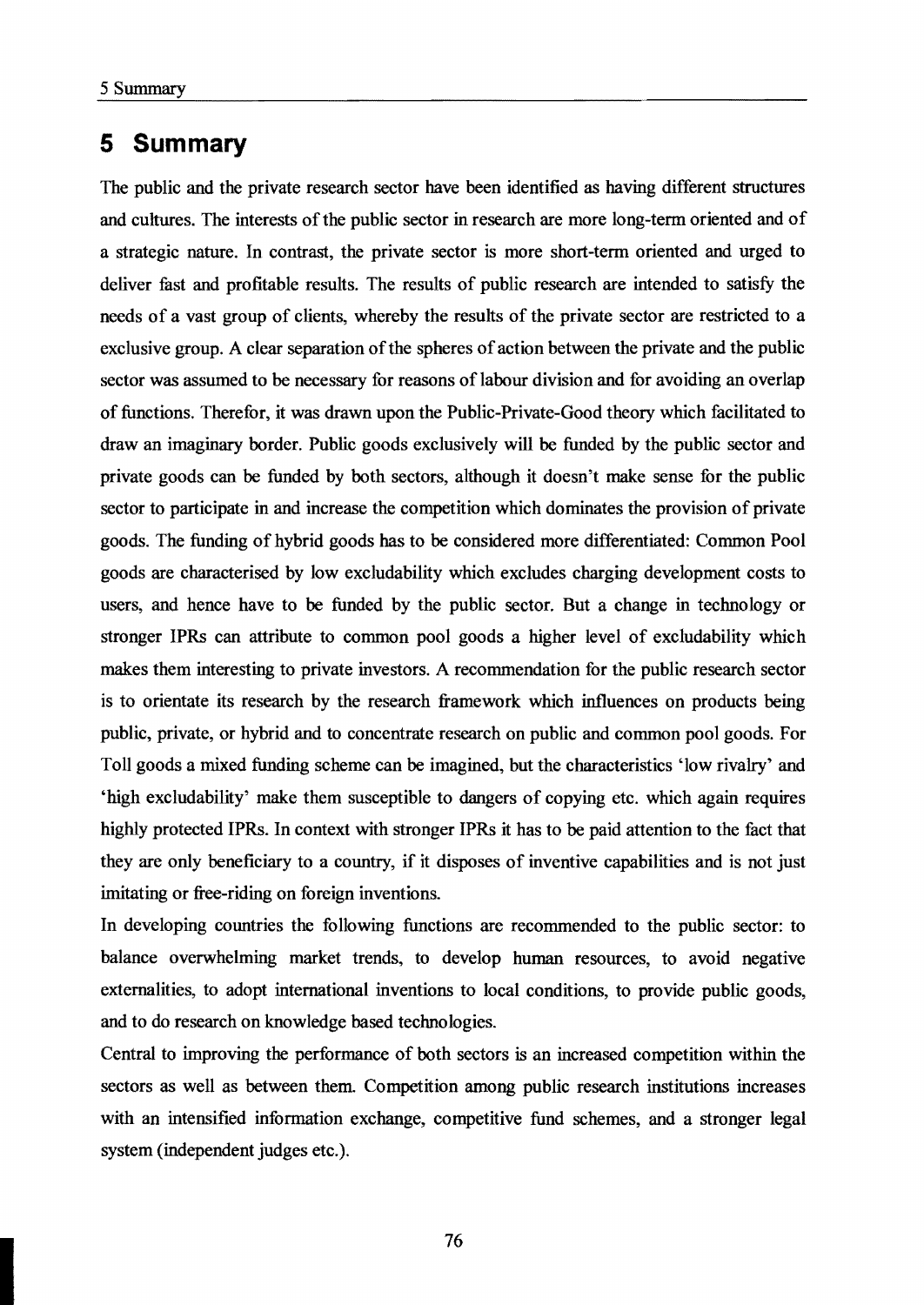# 5 Summary

The public and the private research sector have been identified as having different structures and cultures. The interests of the public sector in research are more long-term oriented and of a strategic nature. In contrast, the private sector is more short-term oriented and urged to deliver fast and profitable results. The results of public research are intended to satisfy the needs of a vast group of clients, whereby the results of the private sector are restricted to a exclusive group. A clear separation of the spheres of action between the private and the public sector was assumed to be necessary for reasons of labour division and for avoiding an overlap of functions. Therefor, it was drawn upon the Public-Private-Good theory which facilitated to draw an imaginary border. Public goods exclusively will be funded by the public sector and private goods can be funded by both sectors, although it doesn't make sense for the public sector to participate in and increase the competition which dominates the provision of private goods. The funding of hybrid goods has to be considered more differentiated: Common Pool goods are characterised by low excludability which excludes charging development costs to users, and hence have to be funded by the public sector. But a change in technology or stronger IPRs can attribute to common pool goods a higher level of excludability which makes them interesting to private investors. A recommendation for the public research sector is to orientate its research by the research framework which influences on products being public, private, or hybrid and to concentrate research on public and common pool goods. For Toll goods a mixed funding scheme can be imagined, but the characteristics 'low rivalry' and 'high excludability' make them susceptible to dangers of copying etc. which again requires highly protected IPRs. In context with stronger IPRs it has to be paid attention to the fact that they are only beneficiary to a country, if it disposes of inventive capabilities and is not just imitating or free-riding on foreign inventions.

In developing countries the following functions are recommended to the public sector: to balance overwhelming market trends, to develop human resources, to avoid negative externalities, to adopt international inventions to local conditions, to provide public goods, and to do research on knowledge based technologies.

Central to improving the performance of both sectors is an increased competition within the sectors as well as between them. Competition among public research institutions increases with an intensified information exchange, competitive fund schemes, and a stronger legal system (independent judges etc.).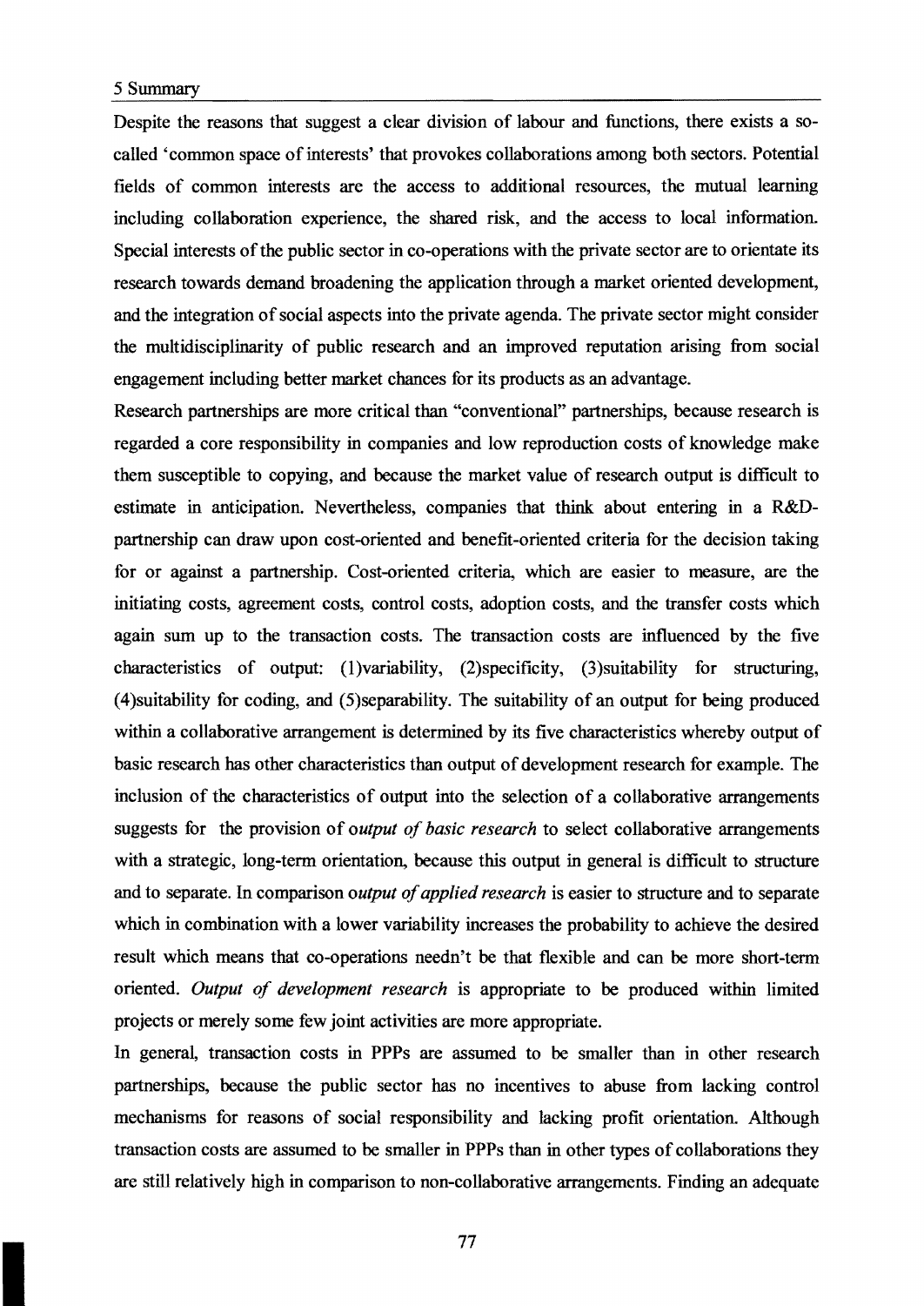Despite the reasons that suggest a clear division of labour and functions, there exists a so-called 'common space of interests' that provokes collaborations among both sectors. Potential fields of common interests are the access to additional resources, the mutual learning including collaboration experience, the shared risk, and the access to local information. Special interests of the public sector in co-operations with the private sector are to orientate its research towards demand broadening the application through a market oriented development, and the integration of social aspects into the private agenda. The private sector might consider the multidisciplinarity of public research and an improved reputation arising from social engagement including better market chances for its products as an advantage.

Research partnerships are more critical than "conventional" partnerships, because research is regarded a core responsibility in companies and low reproduction costs of knowledge make them susceptible to copying, and because the market value of research output is difficult to estimate in anticipation. Nevertheless, companies that think about entering in a R&D-partnership can draw upon cost-oriented and benefit-oriented criteria for the decision taking for or against a partnership. Cost-oriented criteria, which are easier to measure, are the initiating costs, agreement costs, control costs, adoption costs, and the transfer costs which again sum up to the transaction costs. The transaction costs are influenced by the five characteristics of output: (1)variability, (2)specificity, (3)suitability for structuring, (4)suitability for coding, and (5)separability. The suitability of an output for being produced within a collaborative arrangement is determined by its five characteristics whereby output of basic research has other characteristics than output of development research for example. The inclusion of the characteristics of output into the selection of a collaborative arrangements suggests for the provision of *output of basic research* to select collaborative arrangements with a strategic, long-term orientation, because this output in general is difficult to structure and to separate. In comparison *output of applied research* is easier to structure and to separate which in combination with a lower variability increases the probability to achieve the desired result which means that co-operations needn't be that flexible and can be more short-term oriented. *Output of development research* is appropriate to be produced within limited projects or merely some few joint activities are more appropriate.

In general, transaction costs in PPPs are assumed to be smaller than in other research partnerships, because the public sector has no incentives to abuse from lacking control mechanisms for reasons of social responsibility and lacking profit orientation. Although transaction costs are assumed to be smaller in PPPs than in other types of collaborations they are still relatively high in comparison to non-collaborative arrangements. Finding an adequate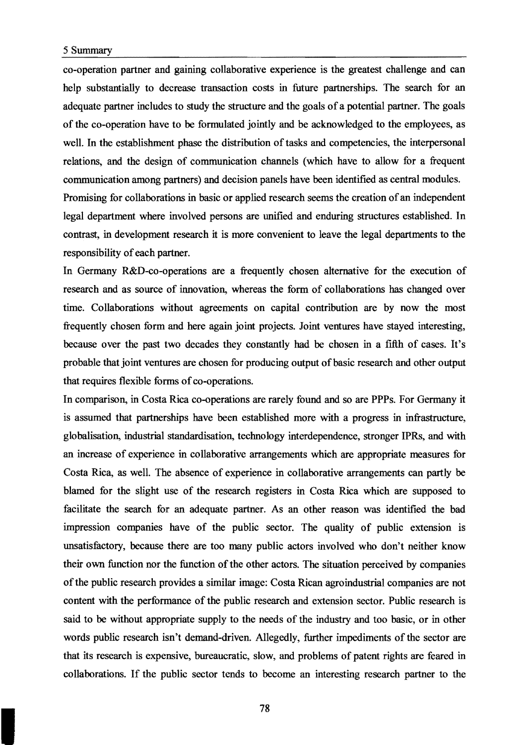co-operation partner and gaining collaborative experience is the greatest challenge and can help substantially to decrease transaction costs in future partnerships. The search for an adequate partner includes to study the structure and the goals of a potential partner. The goals of the co-operation have to be formulated jointly and be acknowledged to the employees, as well. In the establishment phase the distribution of tasks and competencies, the interpersonal relations, and the design of communication channels (which have to allow for a frequent communication among partners) and decision panels have been identified as central modules. Promising for collaborations in basic or applied research seems the creation of an independent legal department where involved persons are unified and enduring structures established. In contrast, in development research it is more convenient to leave the legal departments to the responsibility of each partner.

In Germany R&D-co-operations are a frequently chosen alternative for the execution of research and as source of innovation, whereas the form of collaborations has changed over time. Collaborations without agreements on capital contribution are by now the most frequently chosen form and here again joint projects. Joint ventures have stayed interesting, because over the past two decades they constantly had be chosen in a fifth of cases. It's probable that joint ventures are chosen for producing output of basic research and other output that requires flexible forms of co-operations.

In comparison, in Costa Rica co-operations are rarely found and so are PPPs. For Germany it is assumed that partnerships have been established more with a progress in infrastructure, globalisation, industrial standardisation, technology interdependence, stronger IPRs, and with an increase of experience in collaborative arrangements which are appropriate measures for Costa Rica, as well. The absence of experience in collaborative arrangements can partly be blamed for the slight use of the research registers in Costa Rica which are supposed to facilitate the search for an adequate partner. As an other reason was identified the bad impression companies have of the public sector. The quality of public extension is unsatisfactory, because there are too many public actors involved who don't neither know their own function nor the function of the other actors. The situation perceived by companies of the public research provides a similar image: Costa Rican agroindustrial companies are not content with the performance of the public research and extension sector. Public research is said to be without appropriate supply to the needs of the industry and too basic, or in other words public research isn't demand-driven. Allegedly, further impediments of the sector are that its research is expensive, bureaucratic, slow, and problems of patent rights are feared in collaborations. If the public sector tends to become an interesting research partner to the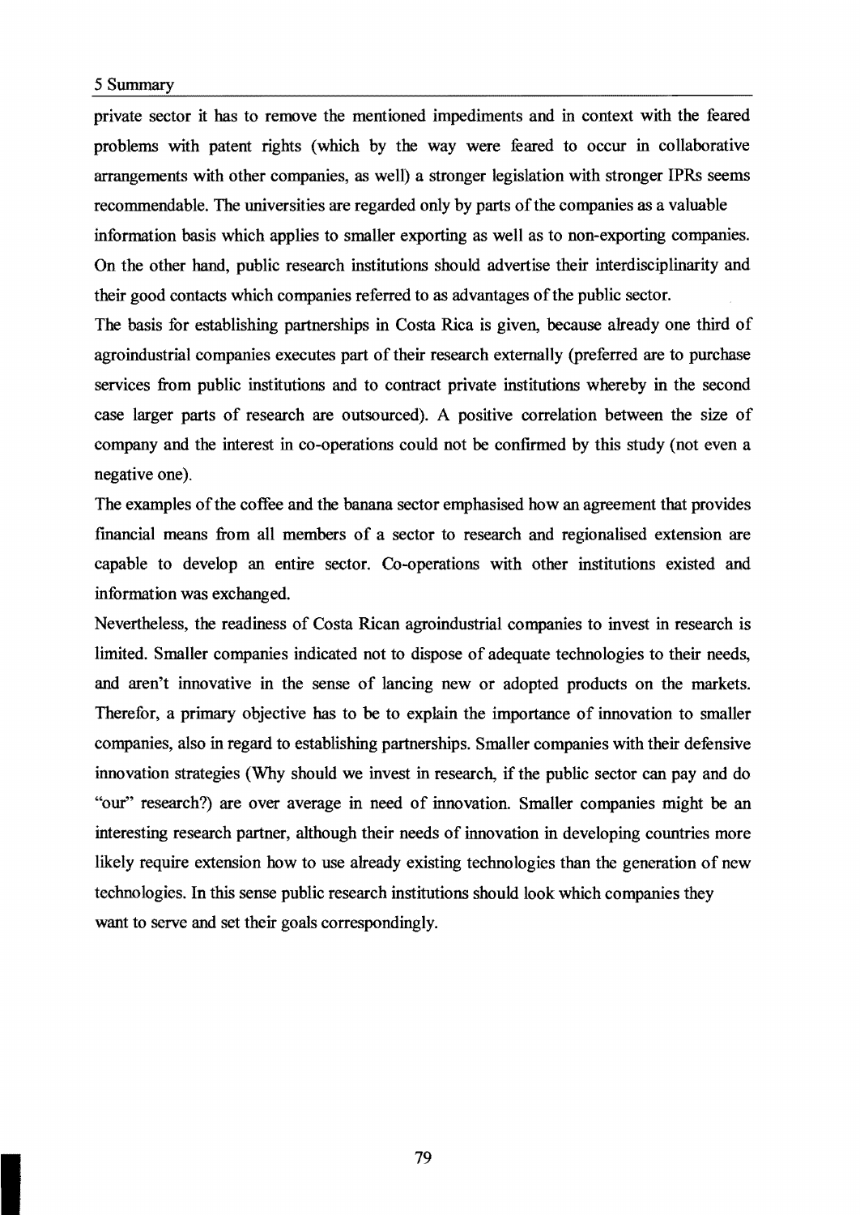private sector it has to remove the mentioned impediments and in context with the feared problems with patent rights (which by the way were feared to occur in collaborative arrangements with other companies, as well) a stronger legislation with stronger IPRs seems recommendable. The universities are regarded only by parts of the companies as a valuable information basis which applies to smaller exporting as well as to non-exporting companies. On the other hand, public research institutions should advertise their interdisciplinarity and their good contacts which companies referred to as advantages of the public sector.

The basis for establishing partnerships in Costa Rica is given, because already one third of agroindustrial companies executes part of their research externally (preferred are to purchase services from public institutions and to contract private institutions whereby in the second case larger parts of research are outsourced). A positive correlation between the size of company and the interest in co-operations could not be confirmed by this study (not even a negative one).

The examples of the coffee and the banana sector emphasised how an agreement that provides financial means from all members of a sector to research and regionalised extension are capable to develop an entire sector. Co-operations with other institutions existed and information was exchanged.

Nevertheless, the readiness of Costa Rican agroindustrial companies to invest in research is limited. Smaller companies indicated not to dispose of adequate technologies to their needs, and aren't innovative in the sense of lancing new or adopted products on the markets. Therefor, a primary objective has to be to explain the importance of innovation to smaller companies, also in regard to establishing partnerships. Smaller companies with their defensive innovation strategies (Why should we invest in research, if the public sector can pay and do "our" research?) are over average in need of innovation. Smaller companies might be an interesting research partner, although their needs of innovation in developing countries more likely require extension how to use already existing technologies than the generation of new technologies. In this sense public research institutions should look which companies they want to serve and set their goals correspondingly.